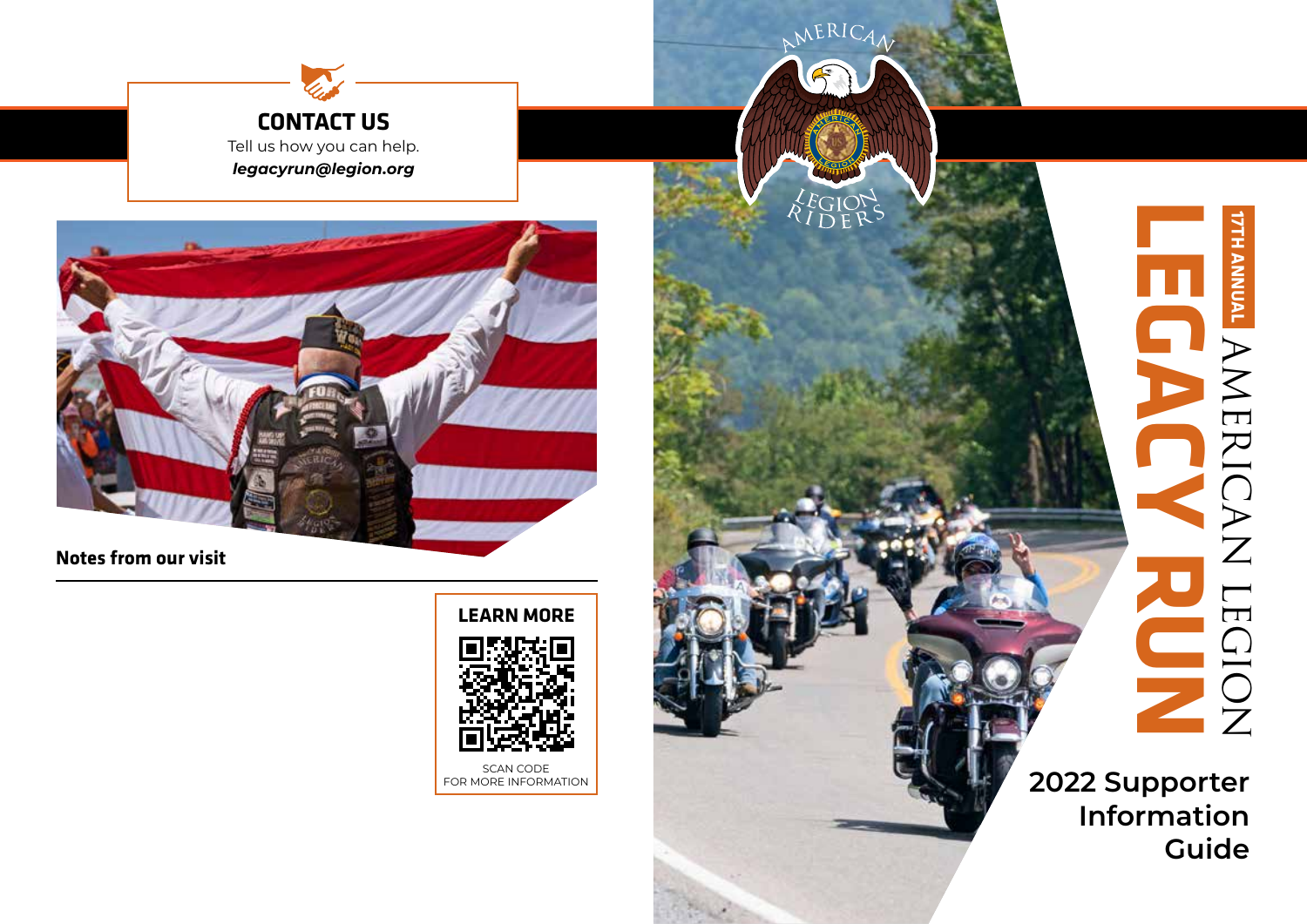## CONTACT US

Tell us how you can help.

***legacyrun@legion.org***

**Notes from our visit**

## LEARN MORE

SCAN CODE
FOR MORE INFORMATION

AMERICAN LEGION RIDERS

17TH ANNUAL

AMERICAN LEGION

# LEGACY RUN

## 2022 Supporter Information Guide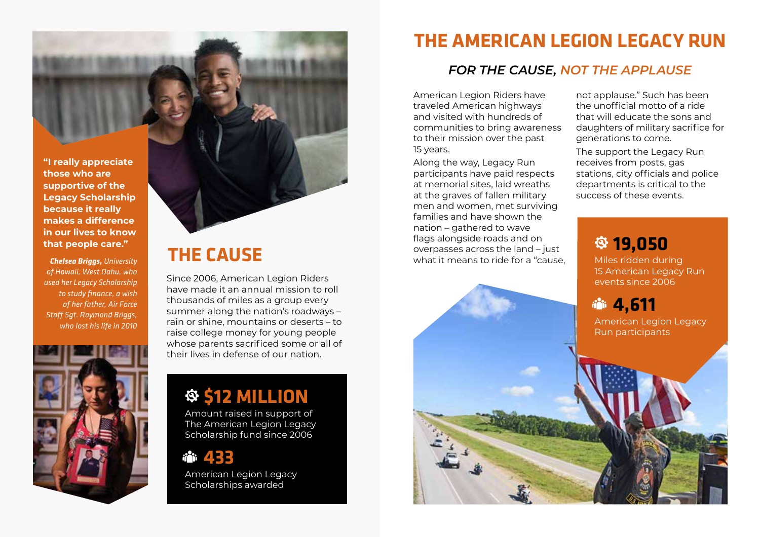"I really appreciate those who are supportive of the Legacy Scholarship because it really makes a difference in our lives to know that people care."

***Chelsea Briggs,*** *University of Hawaii, West Oahu, who used her Legacy Scholarship to study finance, a wish of her father, Air Force Staff Sgt. Raymond Briggs, who lost his life in 2010*

## THE CAUSE

Since 2006, American Legion Riders have made it an annual mission to roll thousands of miles as a group every summer along the nation's roadways – rain or shine, mountains or deserts – to raise college money for young people whose parents sacrificed some or all of their lives in defense of our nation.

**$12 MILLION**

Amount raised in support of The American Legion Legacy Scholarship fund since 2006

**433**

American Legion Legacy Scholarships awarded

# THE AMERICAN LEGION LEGACY RUN

### *FOR THE CAUSE, NOT THE APPLAUSE*

American Legion Riders have traveled American highways and visited with hundreds of communities to bring awareness to their mission over the past 15 years.

Along the way, Legacy Run participants have paid respects at memorial sites, laid wreaths at the graves of fallen military men and women, met surviving families and have shown the nation – gathered to wave flags alongside roads and on overpasses across the land – just what it means to ride for a "cause, not applause." Such has been the unofficial motto of a ride that will educate the sons and daughters of military sacrifice for generations to come.

The support the Legacy Run receives from posts, gas stations, city officials and police departments is critical to the success of these events.

**19,050**

Miles ridden during 15 American Legion Legacy Run events since 2006

**4,611**

American Legion Legacy Run participants